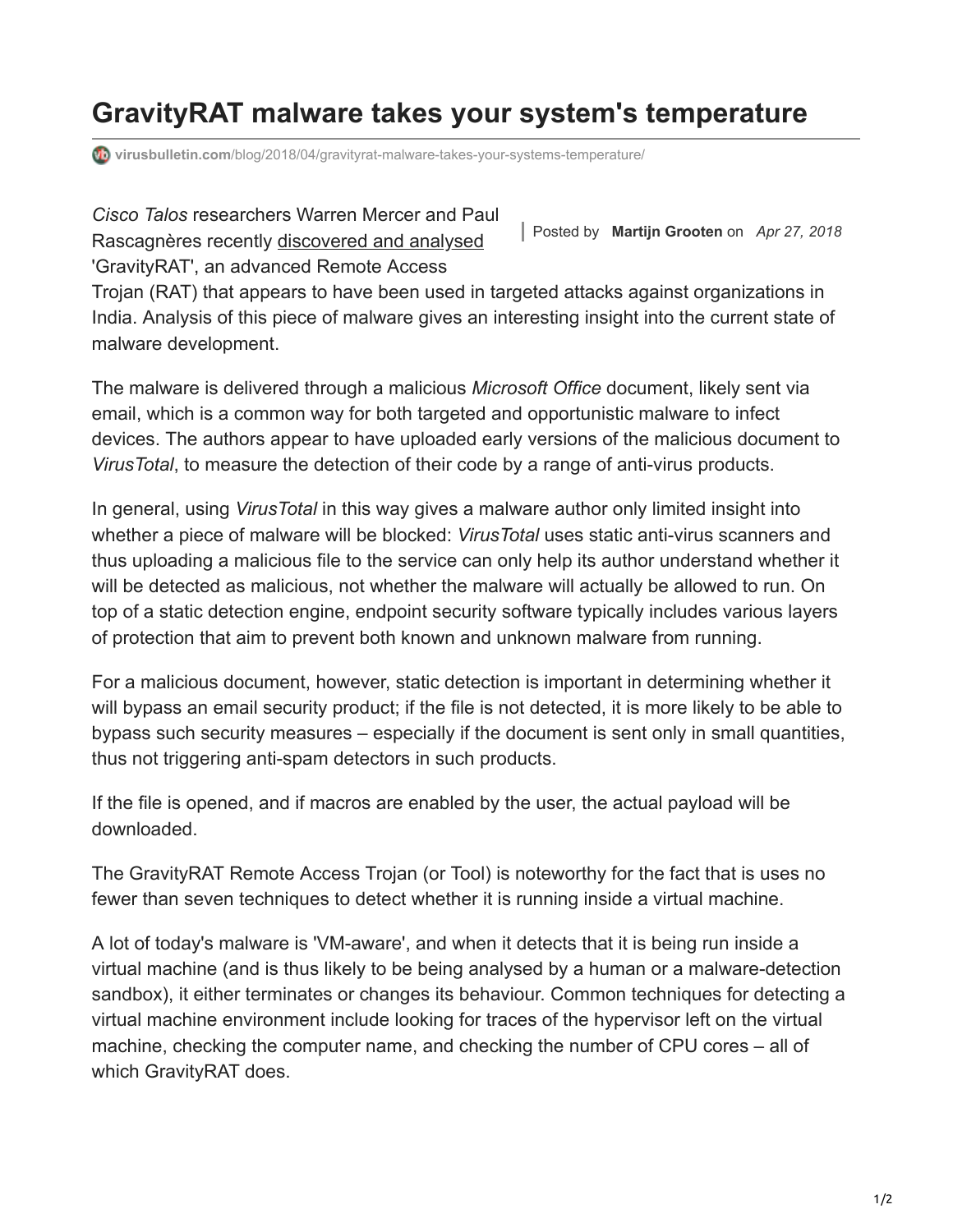# GravityRAT malware takes your system's temperature

virusbulletin.com/blog/2018/04/gravityrat-malware-takes-your-systems-temperature/

Posted by **Martijn Grooten** on *Apr 27, 2018*

*Cisco Talos* researchers Warren Mercer and Paul Rascagnères recently discovered and analysed 'GravityRAT', an advanced Remote Access Trojan (RAT) that appears to have been used in targeted attacks against organizations in India. Analysis of this piece of malware gives an interesting insight into the current state of malware development.

The malware is delivered through a malicious *Microsoft Office* document, likely sent via email, which is a common way for both targeted and opportunistic malware to infect devices. The authors appear to have uploaded early versions of the malicious document to *VirusTotal*, to measure the detection of their code by a range of anti-virus products.

In general, using *VirusTotal* in this way gives a malware author only limited insight into whether a piece of malware will be blocked: *VirusTotal* uses static anti-virus scanners and thus uploading a malicious file to the service can only help its author understand whether it will be detected as malicious, not whether the malware will actually be allowed to run. On top of a static detection engine, endpoint security software typically includes various layers of protection that aim to prevent both known and unknown malware from running.

For a malicious document, however, static detection is important in determining whether it will bypass an email security product; if the file is not detected, it is more likely to be able to bypass such security measures – especially if the document is sent only in small quantities, thus not triggering anti-spam detectors in such products.

If the file is opened, and if macros are enabled by the user, the actual payload will be downloaded.

The GravityRAT Remote Access Trojan (or Tool) is noteworthy for the fact that is uses no fewer than seven techniques to detect whether it is running inside a virtual machine.

A lot of today's malware is 'VM-aware', and when it detects that it is being run inside a virtual machine (and is thus likely to be being analysed by a human or a malware-detection sandbox), it either terminates or changes its behaviour. Common techniques for detecting a virtual machine environment include looking for traces of the hypervisor left on the virtual machine, checking the computer name, and checking the number of CPU cores – all of which GravityRAT does.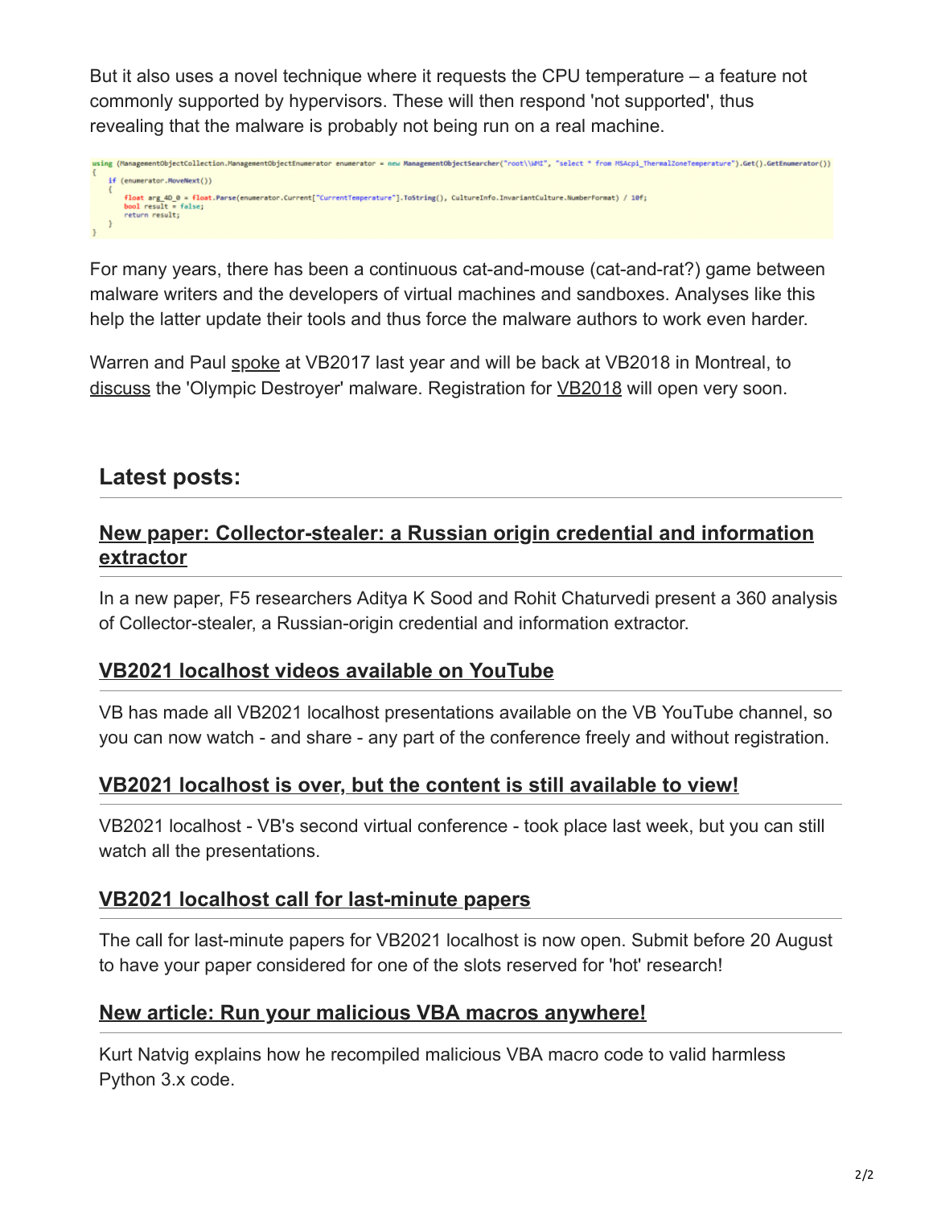But it also uses a novel technique where it requests the CPU temperature – a feature not commonly supported by hypervisors. These will then respond 'not supported', thus revealing that the malware is probably not being run on a real machine.

```
using (ManagementObjectCollection.ManagementObjectEnumerator enumerator = new ManagementObjectSearcher("root\\WMI", "select * from MSAcpi_ThermalZoneTemperature").Get().GetEnumerator())
{
    if (enumerator.MoveNext())
    {
        float arg_4D_0 = float.Parse(enumerator.Current["CurrentTemperature"].ToString(), CultureInfo.InvariantCulture.NumberFormat) / 10f;
        bool result = false;
        return result;
    }
}
```

For many years, there has been a continuous cat-and-mouse (cat-and-rat?) game between malware writers and the developers of virtual machines and sandboxes. Analyses like this help the latter update their tools and thus force the malware authors to work even harder.

Warren and Paul spoke at VB2017 last year and will be back at VB2018 in Montreal, to discuss the 'Olympic Destroyer' malware. Registration for VB2018 will open very soon.

## Latest posts:

### New paper: Collector-stealer: a Russian origin credential and information extractor

In a new paper, F5 researchers Aditya K Sood and Rohit Chaturvedi present a 360 analysis of Collector-stealer, a Russian-origin credential and information extractor.

### VB2021 localhost videos available on YouTube

VB has made all VB2021 localhost presentations available on the VB YouTube channel, so you can now watch - and share - any part of the conference freely and without registration.

### VB2021 localhost is over, but the content is still available to view!

VB2021 localhost - VB's second virtual conference - took place last week, but you can still watch all the presentations.

### VB2021 localhost call for last-minute papers

The call for last-minute papers for VB2021 localhost is now open. Submit before 20 August to have your paper considered for one of the slots reserved for 'hot' research!

### New article: Run your malicious VBA macros anywhere!

Kurt Natvig explains how he recompiled malicious VBA macro code to valid harmless Python 3.x code.